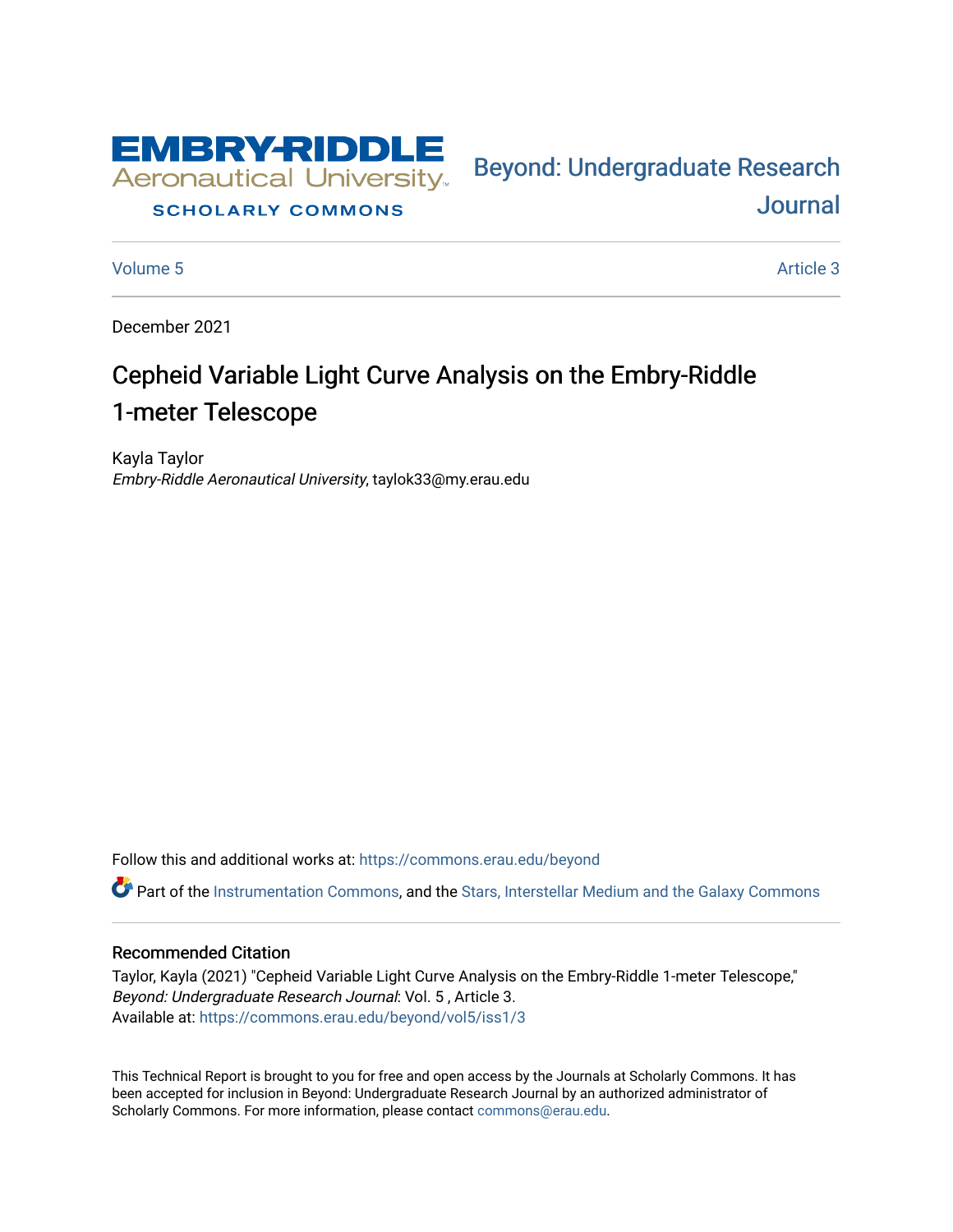EMBRY-RIDDLE Aeronautical University

SCHOLARLY COMMONS

Beyond: Undergraduate Research Journal

Volume 5 | Article 3

December 2021

# Cepheid Variable Light Curve Analysis on the Embry-Riddle 1-meter Telescope

Kayla Taylor
*Embry-Riddle Aeronautical University*, taylok33@my.erau.edu

Follow this and additional works at: https://commons.erau.edu/beyond

Part of the Instrumentation Commons, and the Stars, Interstellar Medium and the Galaxy Commons

## Recommended Citation

Taylor, Kayla (2021) "Cepheid Variable Light Curve Analysis on the Embry-Riddle 1-meter Telescope," *Beyond: Undergraduate Research Journal*: Vol. 5 , Article 3.
Available at: https://commons.erau.edu/beyond/vol5/iss1/3

This Technical Report is brought to you for free and open access by the Journals at Scholarly Commons. It has been accepted for inclusion in Beyond: Undergraduate Research Journal by an authorized administrator of Scholarly Commons. For more information, please contact commons@erau.edu.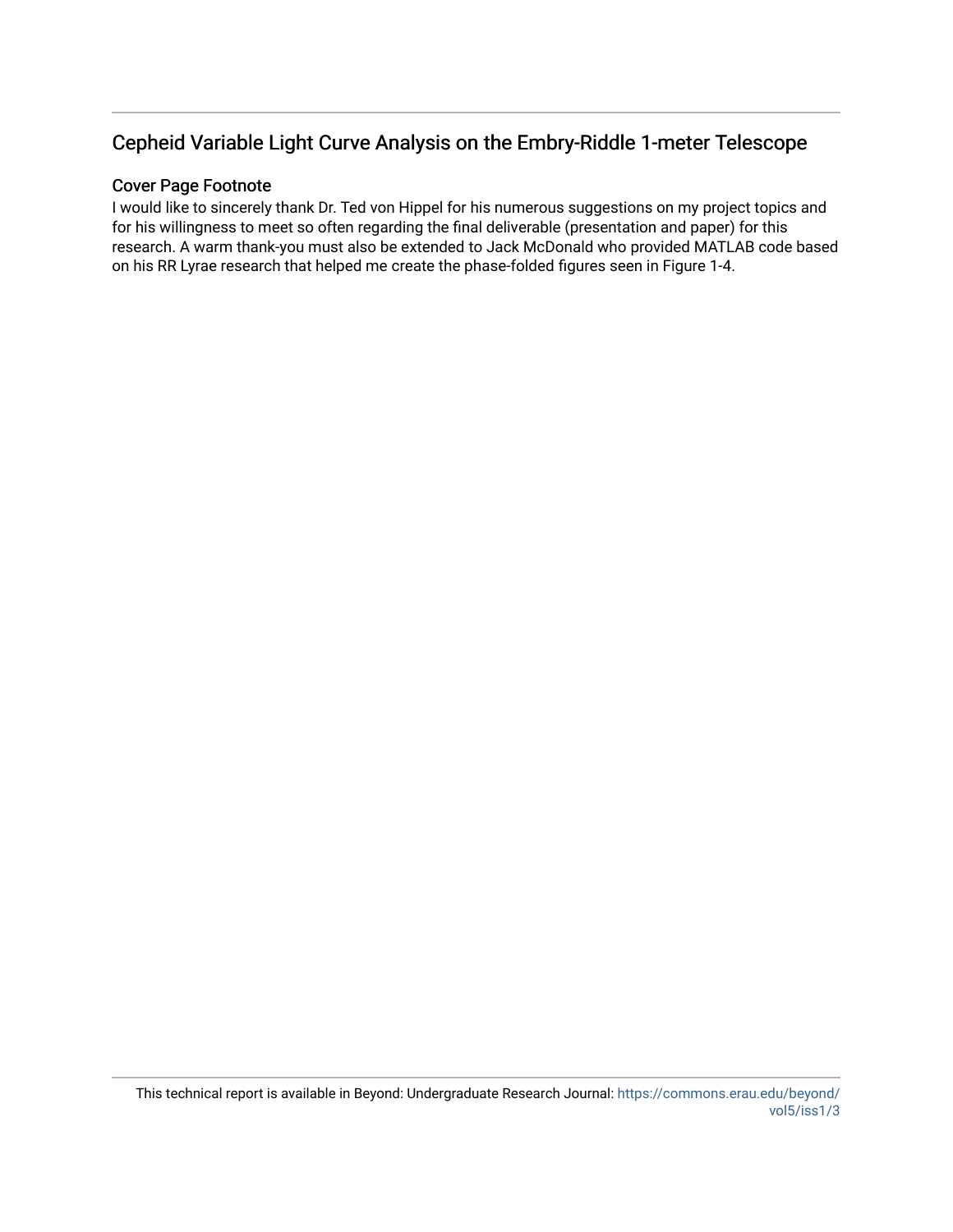## Cepheid Variable Light Curve Analysis on the Embry-Riddle 1-meter Telescope

### Cover Page Footnote

I would like to sincerely thank Dr. Ted von Hippel for his numerous suggestions on my project topics and for his willingness to meet so often regarding the final deliverable (presentation and paper) for this research. A warm thank-you must also be extended to Jack McDonald who provided MATLAB code based on his RR Lyrae research that helped me create the phase-folded figures seen in Figure 1-4.

This technical report is available in Beyond: Undergraduate Research Journal: https://commons.erau.edu/beyond/vol5/iss1/3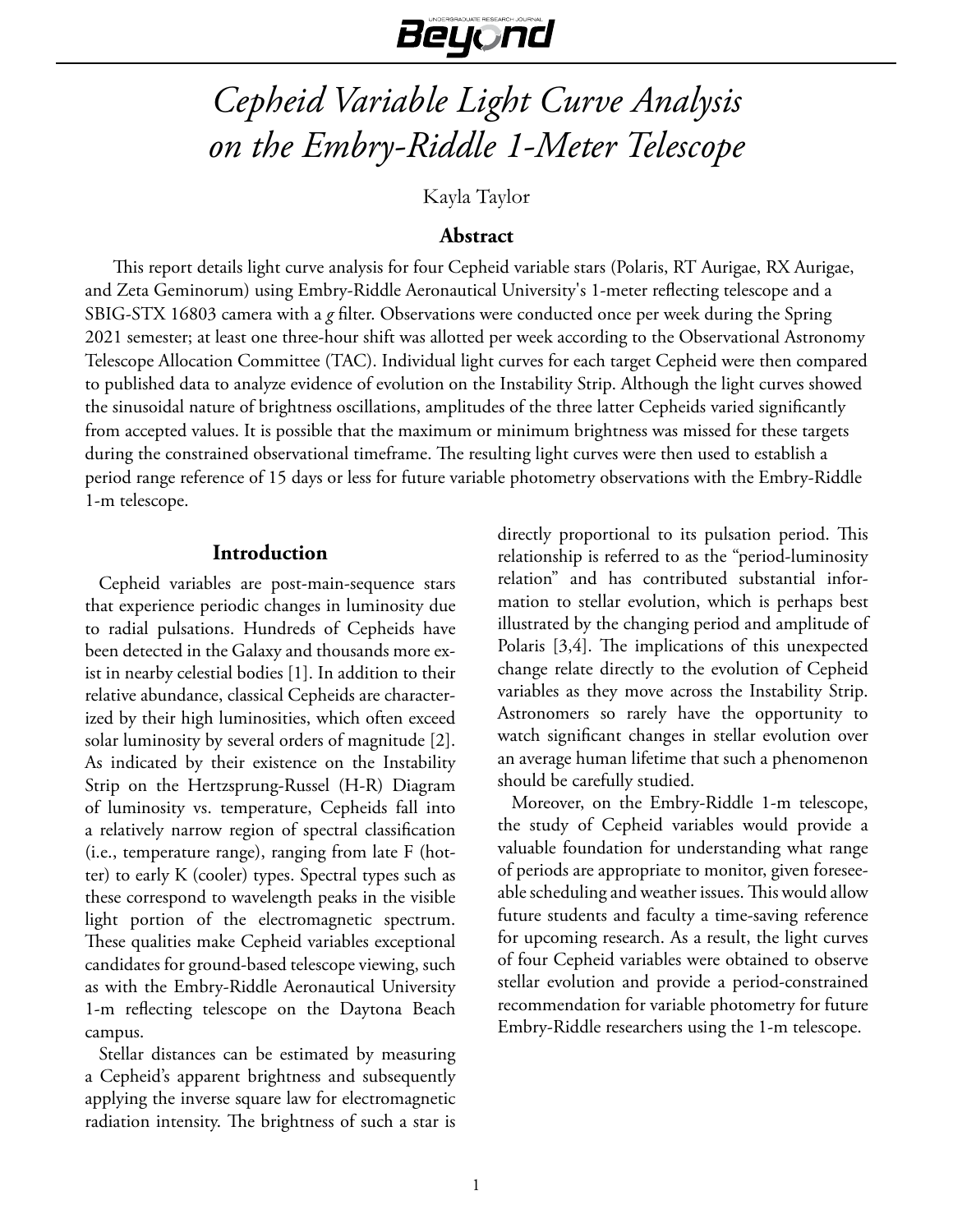# *Cepheid Variable Light Curve Analysis on the Embry-Riddle 1-Meter Telescope*

Kayla Taylor

## Abstract

This report details light curve analysis for four Cepheid variable stars (Polaris, RT Aurigae, RX Aurigae, and Zeta Geminorum) using Embry-Riddle Aeronautical University's 1-meter reflecting telescope and a SBIG-STX 16803 camera with a *g* filter. Observations were conducted once per week during the Spring 2021 semester; at least one three-hour shift was allotted per week according to the Observational Astronomy Telescope Allocation Committee (TAC). Individual light curves for each target Cepheid were then compared to published data to analyze evidence of evolution on the Instability Strip. Although the light curves showed the sinusoidal nature of brightness oscillations, amplitudes of the three latter Cepheids varied significantly from accepted values. It is possible that the maximum or minimum brightness was missed for these targets during the constrained observational timeframe. The resulting light curves were then used to establish a period range reference of 15 days or less for future variable photometry observations with the Embry-Riddle 1-m telescope.

## Introduction

Cepheid variables are post-main-sequence stars that experience periodic changes in luminosity due to radial pulsations. Hundreds of Cepheids have been detected in the Galaxy and thousands more exist in nearby celestial bodies [1]. In addition to their relative abundance, classical Cepheids are characterized by their high luminosities, which often exceed solar luminosity by several orders of magnitude [2]. As indicated by their existence on the Instability Strip on the Hertzsprung-Russel (H-R) Diagram of luminosity vs. temperature, Cepheids fall into a relatively narrow region of spectral classification (i.e., temperature range), ranging from late F (hotter) to early K (cooler) types. Spectral types such as these correspond to wavelength peaks in the visible light portion of the electromagnetic spectrum. These qualities make Cepheid variables exceptional candidates for ground-based telescope viewing, such as with the Embry-Riddle Aeronautical University 1-m reflecting telescope on the Daytona Beach campus.

Stellar distances can be estimated by measuring a Cepheid's apparent brightness and subsequently applying the inverse square law for electromagnetic radiation intensity. The brightness of such a star is directly proportional to its pulsation period. This relationship is referred to as the "period-luminosity relation" and has contributed substantial information to stellar evolution, which is perhaps best illustrated by the changing period and amplitude of Polaris [3,4]. The implications of this unexpected change relate directly to the evolution of Cepheid variables as they move across the Instability Strip. Astronomers so rarely have the opportunity to watch significant changes in stellar evolution over an average human lifetime that such a phenomenon should be carefully studied.

Moreover, on the Embry-Riddle 1-m telescope, the study of Cepheid variables would provide a valuable foundation for understanding what range of periods are appropriate to monitor, given foreseeable scheduling and weather issues. This would allow future students and faculty a time-saving reference for upcoming research. As a result, the light curves of four Cepheid variables were obtained to observe stellar evolution and provide a period-constrained recommendation for variable photometry for future Embry-Riddle researchers using the 1-m telescope.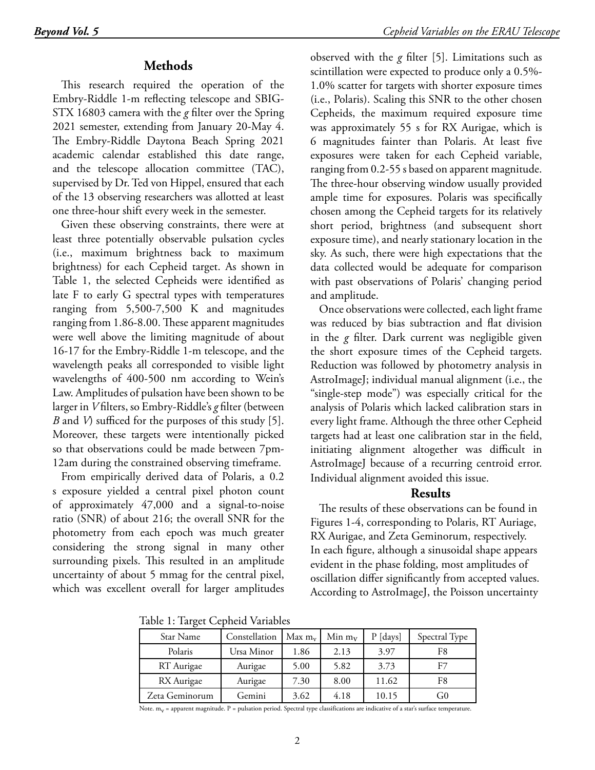## Methods

This research required the operation of the Embry-Riddle 1-m reflecting telescope and SBIG-STX 16803 camera with the *g* filter over the Spring 2021 semester, extending from January 20-May 4. The Embry-Riddle Daytona Beach Spring 2021 academic calendar established this date range, and the telescope allocation committee (TAC), supervised by Dr. Ted von Hippel, ensured that each of the 13 observing researchers was allotted at least one three-hour shift every week in the semester.

Given these observing constraints, there were at least three potentially observable pulsation cycles (i.e., maximum brightness back to maximum brightness) for each Cepheid target. As shown in Table 1, the selected Cepheids were identified as late F to early G spectral types with temperatures ranging from 5,500-7,500 K and magnitudes ranging from 1.86-8.00. These apparent magnitudes were well above the limiting magnitude of about 16-17 for the Embry-Riddle 1-m telescope, and the wavelength peaks all corresponded to visible light wavelengths of 400-500 nm according to Wein's Law. Amplitudes of pulsation have been shown to be larger in *V* filters, so Embry-Riddle's *g* filter (between *B* and *V*) sufficed for the purposes of this study [5]. Moreover, these targets were intentionally picked so that observations could be made between 7pm-12am during the constrained observing timeframe.

From empirically derived data of Polaris, a 0.2 s exposure yielded a central pixel photon count of approximately 47,000 and a signal-to-noise ratio (SNR) of about 216; the overall SNR for the photometry from each epoch was much greater considering the strong signal in many other surrounding pixels. This resulted in an amplitude uncertainty of about 5 mmag for the central pixel, which was excellent overall for larger amplitudes observed with the *g* filter [5]. Limitations such as scintillation were expected to produce only a 0.5%-1.0% scatter for targets with shorter exposure times (i.e., Polaris). Scaling this SNR to the other chosen Cepheids, the maximum required exposure time was approximately 55 s for RX Aurigae, which is 6 magnitudes fainter than Polaris. At least five exposures were taken for each Cepheid variable, ranging from 0.2-55 s based on apparent magnitude. The three-hour observing window usually provided ample time for exposures. Polaris was specifically chosen among the Cepheid targets for its relatively short period, brightness (and subsequent short exposure time), and nearly stationary location in the sky. As such, there were high expectations that the data collected would be adequate for comparison with past observations of Polaris' changing period and amplitude.

Once observations were collected, each light frame was reduced by bias subtraction and flat division in the *g* filter. Dark current was negligible given the short exposure times of the Cepheid targets. Reduction was followed by photometry analysis in AstroImageJ; individual manual alignment (i.e., the "single-step mode") was especially critical for the analysis of Polaris which lacked calibration stars in every light frame. Although the three other Cepheid targets had at least one calibration star in the field, initiating alignment altogether was difficult in AstroImageJ because of a recurring centroid error. Individual alignment avoided this issue.

## Results

The results of these observations can be found in Figures 1-4, corresponding to Polaris, RT Auriage, RX Aurigae, and Zeta Geminorum, respectively. In each figure, although a sinusoidal shape appears evident in the phase folding, most amplitudes of oscillation differ significantly from accepted values. According to AstroImageJ, the Poisson uncertainty

Table 1: Target Cepheid Variables

| Star Name | Constellation | Max $m_V$ | Min $m_V$ | P [days] | Spectral Type |
|---|---|---|---|---|---|
| Polaris | Ursa Minor | 1.86 | 2.13 | 3.97 | F8 |
| RT Aurigae | Aurigae | 5.00 | 5.82 | 3.73 | F7 |
| RX Aurigae | Aurigae | 7.30 | 8.00 | 11.62 | F8 |
| Zeta Geminorum | Gemini | 3.62 | 4.18 | 10.15 | G0 |

Note. $m_V$ = apparent magnitude. P = pulsation period. Spectral type classifications are indicative of a star's surface temperature.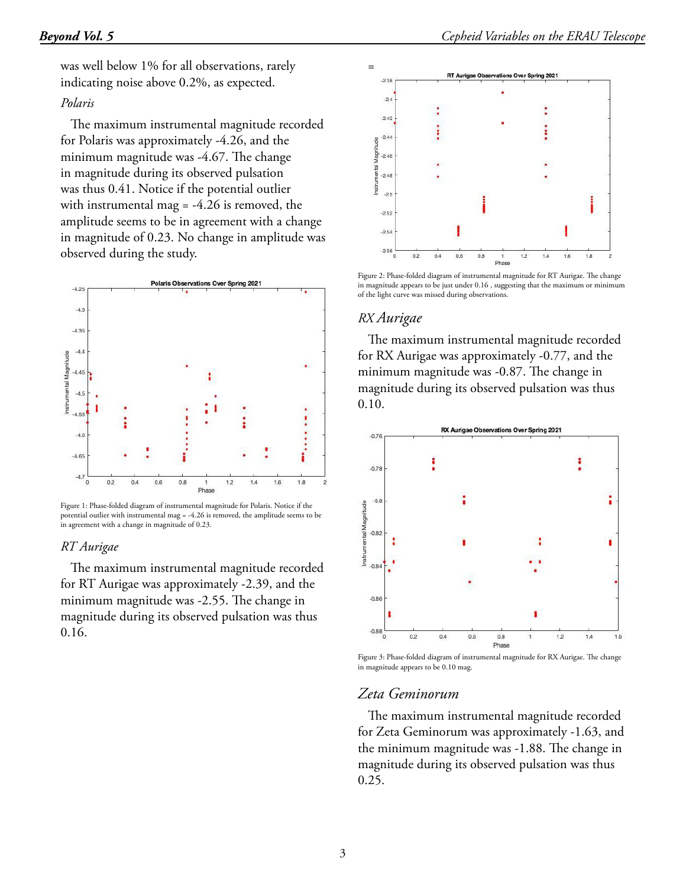was well below 1% for all observations, rarely indicating noise above 0.2%, as expected.

*Polaris*

The maximum instrumental magnitude recorded for Polaris was approximately -4.26, and the minimum magnitude was -4.67. The change in magnitude during its observed pulsation was thus 0.41. Notice if the potential outlier with instrumental mag = -4.26 is removed, the amplitude seems to be in agreement with a change in magnitude of 0.23. No change in amplitude was observed during the study.

Figure 1: Phase-folded diagram of instrumental magnitude for Polaris. Notice if the potential outlier with instrumental mag = -4.26 is removed, the amplitude seems to be in agreement with a change in magnitude of 0.23.

*RT Aurigae*

The maximum instrumental magnitude recorded for RT Aurigae was approximately -2.39, and the minimum magnitude was -2.55. The change in magnitude during its observed pulsation was thus 0.16.

Figure 2: Phase-folded diagram of instrumental magnitude for RT Aurigae. The change in magnitude appears to be just under 0.16 , suggesting that the maximum or minimum of the light curve was missed during observations.

*RX Aurigae*

The maximum instrumental magnitude recorded for RX Aurigae was approximately -0.77, and the minimum magnitude was -0.87. The change in magnitude during its observed pulsation was thus 0.10.

Figure 3: Phase-folded diagram of instrumental magnitude for RX Aurigae. The change in magnitude appears to be 0.10 mag.

*Zeta Geminorum*

The maximum instrumental magnitude recorded for Zeta Geminorum was approximately -1.63, and the minimum magnitude was -1.88. The change in magnitude during its observed pulsation was thus 0.25.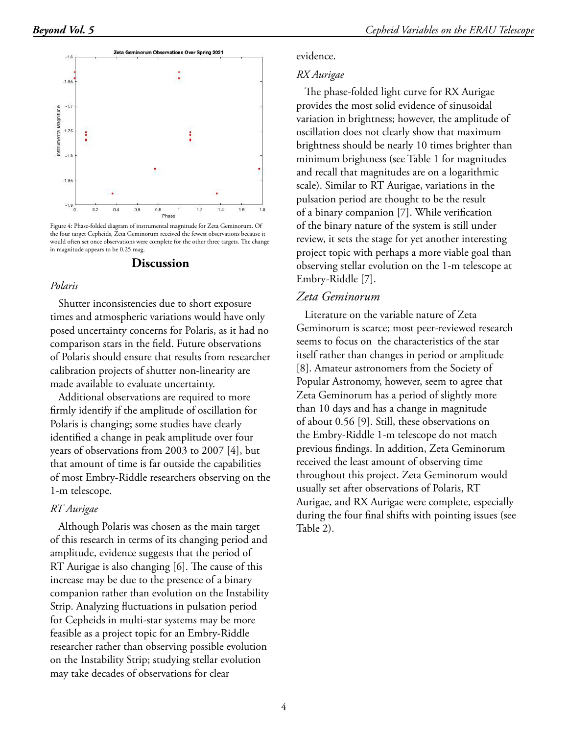Figure 4: Phase-folded diagram of instrumental magnitude for Zeta Geminorum. Of the four target Cepheids, Zeta Geminorum received the fewest observations because it would often set once observations were complete for the other three targets. The change in magnitude appears to be 0.25 mag.

## Discussion

### *Polaris*

Shutter inconsistencies due to short exposure times and atmospheric variations would have only posed uncertainty concerns for Polaris, as it had no comparison stars in the field. Future observations of Polaris should ensure that results from researcher calibration projects of shutter non-linearity are made available to evaluate uncertainty.

Additional observations are required to more firmly identify if the amplitude of oscillation for Polaris is changing; some studies have clearly identified a change in peak amplitude over four years of observations from 2003 to 2007 [4], but that amount of time is far outside the capabilities of most Embry-Riddle researchers observing on the 1-m telescope.

### *RT Aurigae*

Although Polaris was chosen as the main target of this research in terms of its changing period and amplitude, evidence suggests that the period of RT Aurigae is also changing [6]. The cause of this increase may be due to the presence of a binary companion rather than evolution on the Instability Strip. Analyzing fluctuations in pulsation period for Cepheids in multi-star systems may be more feasible as a project topic for an Embry-Riddle researcher rather than observing possible evolution on the Instability Strip; studying stellar evolution may take decades of observations for clear evidence.

### *RX Aurigae*

The phase-folded light curve for RX Aurigae provides the most solid evidence of sinusoidal variation in brightness; however, the amplitude of oscillation does not clearly show that maximum brightness should be nearly 10 times brighter than minimum brightness (see Table 1 for magnitudes and recall that magnitudes are on a logarithmic scale). Similar to RT Aurigae, variations in the pulsation period are thought to be the result of a binary companion [7]. While verification of the binary nature of the system is still under review, it sets the stage for yet another interesting project topic with perhaps a more viable goal than observing stellar evolution on the 1-m telescope at Embry-Riddle [7].

### *Zeta Geminorum*

Literature on the variable nature of Zeta Geminorum is scarce; most peer-reviewed research seems to focus on the characteristics of the star itself rather than changes in period or amplitude [8]. Amateur astronomers from the Society of Popular Astronomy, however, seem to agree that Zeta Geminorum has a period of slightly more than 10 days and has a change in magnitude of about 0.56 [9]. Still, these observations on the Embry-Riddle 1-m telescope do not match previous findings. In addition, Zeta Geminorum received the least amount of observing time throughout this project. Zeta Geminorum would usually set after observations of Polaris, RT Aurigae, and RX Aurigae were complete, especially during the four final shifts with pointing issues (see Table 2).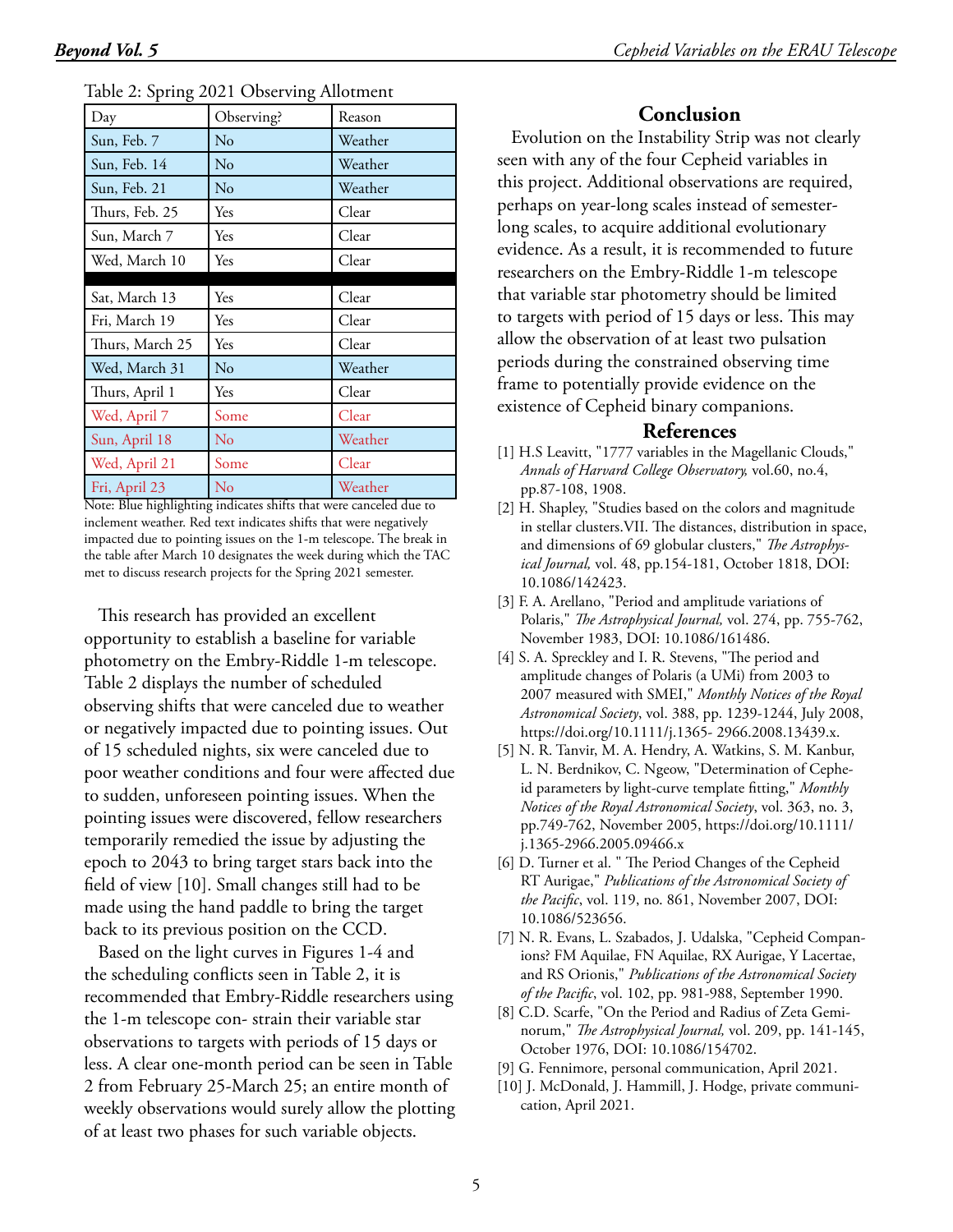Table 2: Spring 2021 Observing Allotment

| Day | Observing? | Reason |
|---|---|---|
| Sun, Feb. 7 | No | Weather |
| Sun, Feb. 14 | No | Weather |
| Sun, Feb. 21 | No | Weather |
| Thurs, Feb. 25 | Yes | Clear |
| Sun, March 7 | Yes | Clear |
| Wed, March 10 | Yes | Clear |
| | | |
| Sat, March 13 | Yes | Clear |
| Fri, March 19 | Yes | Clear |
| Thurs, March 25 | Yes | Clear |
| Wed, March 31 | No | Weather |
| Thurs, April 1 | Yes | Clear |
| Wed, April 7 | Some | Clear |
| Sun, April 18 | No | Weather |
| Wed, April 21 | Some | Clear |
| Fri, April 23 | No | Weather |

Note: Blue highlighting indicates shifts that were canceled due to inclement weather. Red text indicates shifts that were negatively impacted due to pointing issues on the 1-m telescope. The break in the table after March 10 designates the week during which the TAC met to discuss research projects for the Spring 2021 semester.

This research has provided an excellent opportunity to establish a baseline for variable photometry on the Embry-Riddle 1-m telescope. Table 2 displays the number of scheduled observing shifts that were canceled due to weather or negatively impacted due to pointing issues. Out of 15 scheduled nights, six were canceled due to poor weather conditions and four were affected due to sudden, unforeseen pointing issues. When the pointing issues were discovered, fellow researchers temporarily remedied the issue by adjusting the epoch to 2043 to bring target stars back into the field of view [10]. Small changes still had to be made using the hand paddle to bring the target back to its previous position on the CCD.

Based on the light curves in Figures 1-4 and the scheduling conflicts seen in Table 2, it is recommended that Embry-Riddle researchers using the 1-m telescope con- strain their variable star observations to targets with periods of 15 days or less. A clear one-month period can be seen in Table 2 from February 25-March 25; an entire month of weekly observations would surely allow the plotting of at least two phases for such variable objects.

## Conclusion

Evolution on the Instability Strip was not clearly seen with any of the four Cepheid variables in this project. Additional observations are required, perhaps on year-long scales instead of semester-long scales, to acquire additional evolutionary evidence. As a result, it is recommended to future researchers on the Embry-Riddle 1-m telescope that variable star photometry should be limited to targets with period of 15 days or less. This may allow the observation of at least two pulsation periods during the constrained observing time frame to potentially provide evidence on the existence of Cepheid binary companions.

## References

[1] H.S Leavitt, "1777 variables in the Magellanic Clouds," *Annals of Harvard College Observatory,* vol.60, no.4, pp.87-108, 1908.

[2] H. Shapley, "Studies based on the colors and magnitude in stellar clusters.VII. The distances, distribution in space, and dimensions of 69 globular clusters," *The Astrophysical Journal,* vol. 48, pp.154-181, October 1818, DOI: 10.1086/142423.

[3] F. A. Arellano, "Period and amplitude variations of Polaris," *The Astrophysical Journal,* vol. 274, pp. 755-762, November 1983, DOI: 10.1086/161486.

[4] S. A. Spreckley and I. R. Stevens, "The period and amplitude changes of Polaris (a UMi) from 2003 to 2007 measured with SMEI," *Monthly Notices of the Royal Astronomical Society*, vol. 388, pp. 1239-1244, July 2008, https://doi.org/10.1111/j.1365- 2966.2008.13439.x.

[5] N. R. Tanvir, M. A. Hendry, A. Watkins, S. M. Kanbur, L. N. Berdnikov, C. Ngeow, "Determination of Cepheid parameters by light-curve template fitting," *Monthly Notices of the Royal Astronomical Society*, vol. 363, no. 3, pp.749-762, November 2005, https://doi.org/10.1111/j.1365-2966.2005.09466.x

[6] D. Turner et al. " The Period Changes of the Cepheid RT Aurigae," *Publications of the Astronomical Society of the Pacific*, vol. 119, no. 861, November 2007, DOI: 10.1086/523656.

[7] N. R. Evans, L. Szabados, J. Udalska, "Cepheid Companions? FM Aquilae, FN Aquilae, RX Aurigae, Y Lacertae, and RS Orionis," *Publications of the Astronomical Society of the Pacific*, vol. 102, pp. 981-988, September 1990.

[8] C.D. Scarfe, "On the Period and Radius of Zeta Geminorum," *The Astrophysical Journal,* vol. 209, pp. 141-145, October 1976, DOI: 10.1086/154702.

[9] G. Fennimore, personal communication, April 2021.

[10] J. McDonald, J. Hammill, J. Hodge, private communication, April 2021.